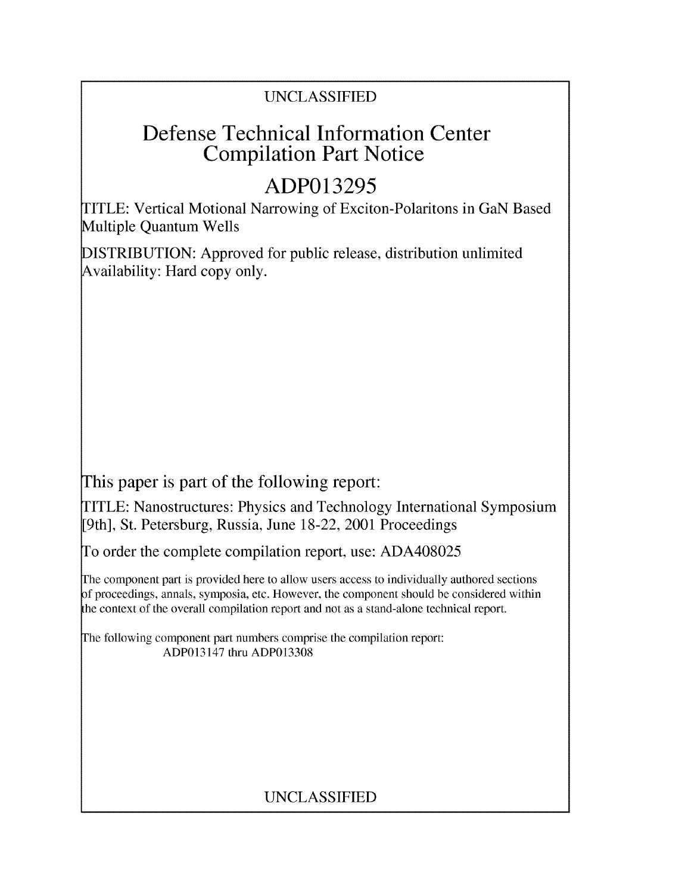UNCLASSIFIED

# Defense Technical Information Center Compilation Part Notice

# ADP013295

TITLE: Vertical Motional Narrowing of Exciton-Polaritons in GaN Based Multiple Quantum Wells

DISTRIBUTION: Approved for public release, distribution unlimited
Availability: Hard copy only.

This paper is part of the following report:

TITLE: Nanostructures: Physics and Technology International Symposium [9th], St. Petersburg, Russia, June 18-22, 2001 Proceedings

To order the complete compilation report, use: ADA408025

The component part is provided here to allow users access to individually authored sections of proceedings, annals, symposia, etc. However, the component should be considered within the context of the overall compilation report and not as a stand-alone technical report.

The following component part numbers comprise the compilation report:
ADP013147 thru ADP013308

UNCLASSIFIED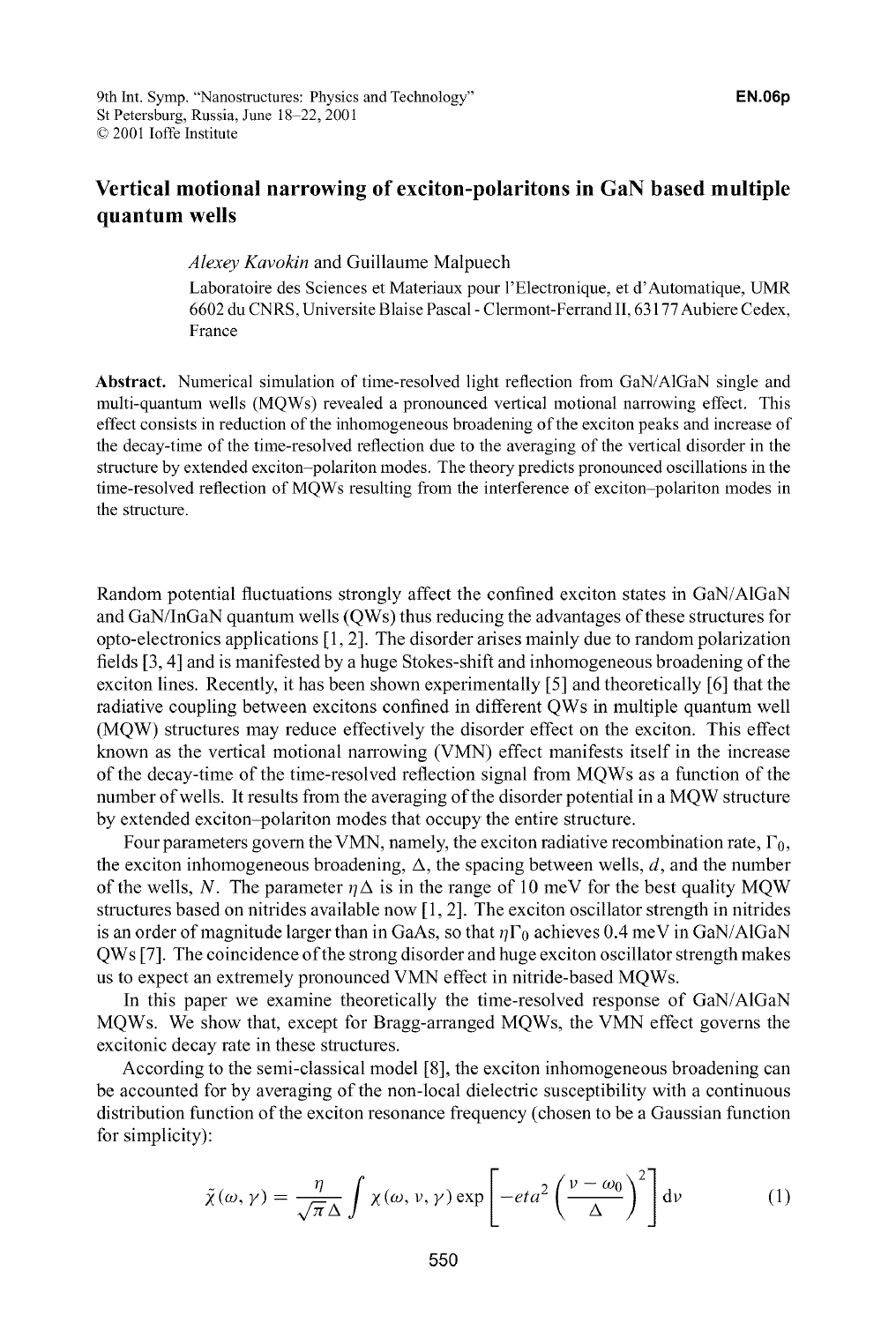9th Int. Symp. "Nanostructures: Physics and Technology"
St Petersburg, Russia, June 18–22, 2001
© 2001 Ioffe Institute

**EN.06p**

# Vertical motional narrowing of exciton-polaritons in GaN based multiple quantum wells

*Alexey Kavokin* and Guillaume Malpuech

Laboratoire des Sciences et Materiaux pour l'Electronique, et d'Automatique, UMR 6602 du CNRS, Universite Blaise Pascal - Clermont-Ferrand II, 63177 Aubiere Cedex, France

**Abstract.** Numerical simulation of time-resolved light reflection from GaN/AlGaN single and multi-quantum wells (MQWs) revealed a pronounced vertical motional narrowing effect. This effect consists in reduction of the inhomogeneous broadening of the exciton peaks and increase of the decay-time of the time-resolved reflection due to the averaging of the vertical disorder in the structure by extended exciton–polariton modes. The theory predicts pronounced oscillations in the time-resolved reflection of MQWs resulting from the interference of exciton–polariton modes in the structure.

Random potential fluctuations strongly affect the confined exciton states in GaN/AlGaN and GaN/InGaN quantum wells (QWs) thus reducing the advantages of these structures for opto-electronics applications [1, 2]. The disorder arises mainly due to random polarization fields [3, 4] and is manifested by a huge Stokes-shift and inhomogeneous broadening of the exciton lines. Recently, it has been shown experimentally [5] and theoretically [6] that the radiative coupling between excitons confined in different QWs in multiple quantum well (MQW) structures may reduce effectively the disorder effect on the exciton. This effect known as the vertical motional narrowing (VMN) effect manifests itself in the increase of the decay-time of the time-resolved reflection signal from MQWs as a function of the number of wells. It results from the averaging of the disorder potential in a MQW structure by extended exciton–polariton modes that occupy the entire structure.

Four parameters govern the VMN, namely, the exciton radiative recombination rate, $\Gamma_0$, the exciton inhomogeneous broadening, $\Delta$, the spacing between wells, $d$, and the number of the wells, $N$. The parameter $\eta\Delta$ is in the range of 10 meV for the best quality MQW structures based on nitrides available now [1, 2]. The exciton oscillator strength in nitrides is an order of magnitude larger than in GaAs, so that $\eta\Gamma_0$ achieves 0.4 meV in GaN/AlGaN QWs [7]. The coincidence of the strong disorder and huge exciton oscillator strength makes us to expect an extremely pronounced VMN effect in nitride-based MQWs.

In this paper we examine theoretically the time-resolved response of GaN/AlGaN MQWs. We show that, except for Bragg-arranged MQWs, the VMN effect governs the excitonic decay rate in these structures.

According to the semi-classical model [8], the exciton inhomogeneous broadening can be accounted for by averaging of the non-local dielectric susceptibility with a continuous distribution function of the exciton resonance frequency (chosen to be a Gaussian function for simplicity):

$$\tilde{\chi}(\omega, \gamma) = \frac{\eta}{\sqrt{\pi}\Delta} \int \chi(\omega, \nu, \gamma) \exp\left[-eta^2 \left(\frac{\nu - \omega_0}{\Delta}\right)^2\right] \mathrm{d}\nu \qquad (1)$$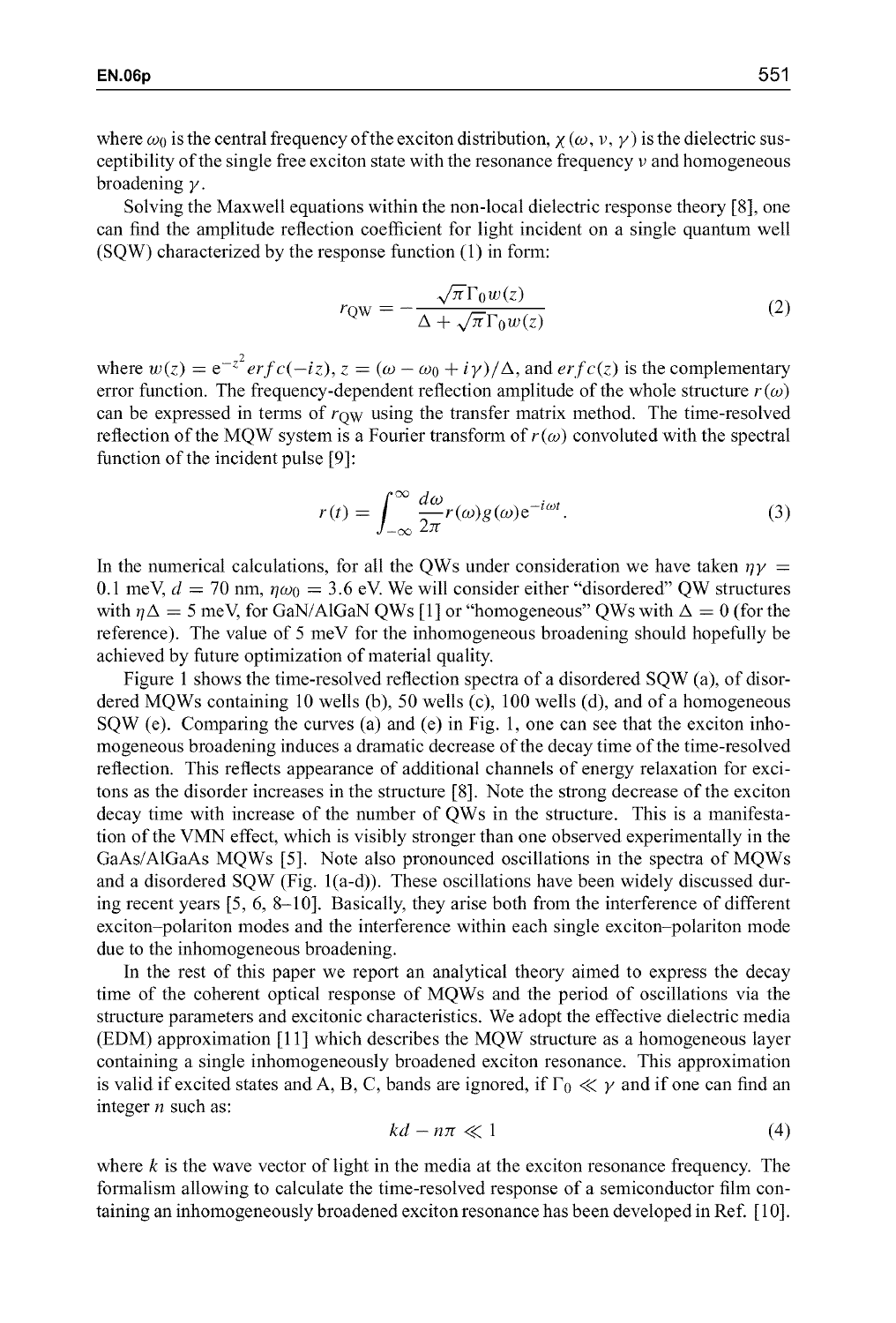where $\omega_0$ is the central frequency of the exciton distribution, $\chi(\omega, \nu, \gamma)$ is the dielectric susceptibility of the single free exciton state with the resonance frequency $\nu$ and homogeneous broadening $\gamma$.

Solving the Maxwell equations within the non-local dielectric response theory [8], one can find the amplitude reflection coefficient for light incident on a single quantum well (SQW) characterized by the response function (1) in form:

$$r_{\text{QW}} = -\frac{\sqrt{\pi}\Gamma_0 w(z)}{\Delta + \sqrt{\pi}\Gamma_0 w(z)} \tag{2}$$

where $w(z) = e^{-z^2} erfc(-iz)$, $z = (\omega - \omega_0 + i\gamma)/\Delta$, and $erfc(z)$ is the complementary error function. The frequency-dependent reflection amplitude of the whole structure $r(\omega)$ can be expressed in terms of $r_{\text{QW}}$ using the transfer matrix method. The time-resolved reflection of the MQW system is a Fourier transform of $r(\omega)$ convoluted with the spectral function of the incident pulse [9]:

$$r(t) = \int_{-\infty}^{\infty} \frac{d\omega}{2\pi} r(\omega) g(\omega) e^{-i\omega t}. \tag{3}$$

In the numerical calculations, for all the QWs under consideration we have taken $\eta\gamma = 0.1$ meV, $d = 70$ nm, $\eta\omega_0 = 3.6$ eV. We will consider either "disordered" QW structures with $\eta\Delta = 5$ meV, for GaN/AlGaN QWs [1] or "homogeneous" QWs with $\Delta = 0$ (for the reference). The value of 5 meV for the inhomogeneous broadening should hopefully be achieved by future optimization of material quality.

Figure 1 shows the time-resolved reflection spectra of a disordered SQW (a), of disordered MQWs containing 10 wells (b), 50 wells (c), 100 wells (d), and of a homogeneous SQW (e). Comparing the curves (a) and (e) in Fig. 1, one can see that the exciton inhomogeneous broadening induces a dramatic decrease of the decay time of the time-resolved reflection. This reflects appearance of additional channels of energy relaxation for excitons as the disorder increases in the structure [8]. Note the strong decrease of the exciton decay time with increase of the number of QWs in the structure. This is a manifestation of the VMN effect, which is visibly stronger than one observed experimentally in the GaAs/AlGaAs MQWs [5]. Note also pronounced oscillations in the spectra of MQWs and a disordered SQW (Fig. 1(a-d)). These oscillations have been widely discussed during recent years [5, 6, 8–10]. Basically, they arise both from the interference of different exciton–polariton modes and the interference within each single exciton–polariton mode due to the inhomogeneous broadening.

In the rest of this paper we report an analytical theory aimed to express the decay time of the coherent optical response of MQWs and the period of oscillations via the structure parameters and excitonic characteristics. We adopt the effective dielectric media (EDM) approximation [11] which describes the MQW structure as a homogeneous layer containing a single inhomogeneously broadened exciton resonance. This approximation is valid if excited states and A, B, C, bands are ignored, if $\Gamma_0 \ll \gamma$ and if one can find an integer $n$ such as:

$$kd - n\pi \ll 1 \tag{4}$$

where $k$ is the wave vector of light in the media at the exciton resonance frequency. The formalism allowing to calculate the time-resolved response of a semiconductor film containing an inhomogeneously broadened exciton resonance has been developed in Ref. [10].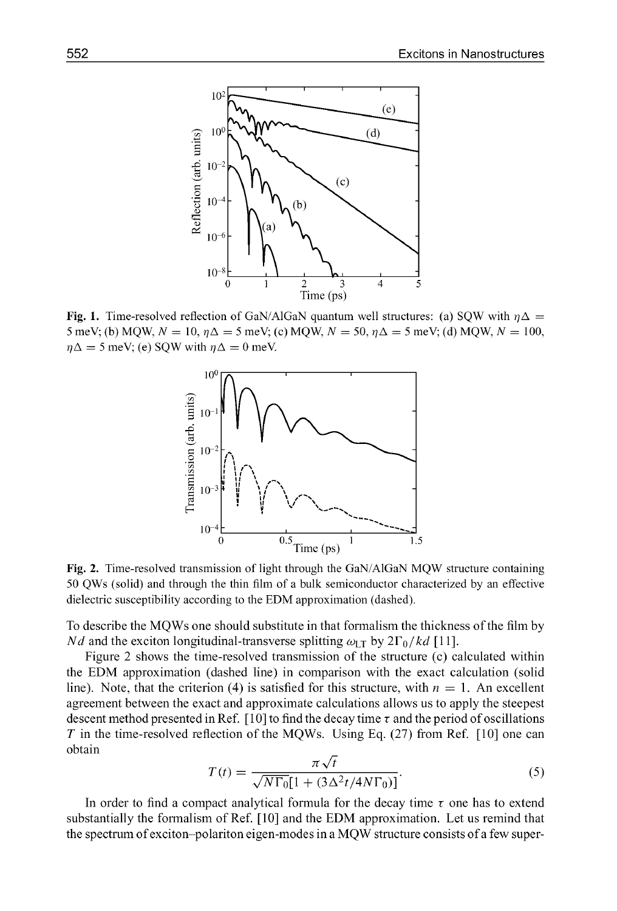**Fig. 1.** Time-resolved reflection of GaN/AlGaN quantum well structures: (a) SQW with $\eta\Delta = 5$ meV; (b) MQW, $N = 10$, $\eta\Delta = 5$ meV; (c) MQW, $N = 50$, $\eta\Delta = 5$ meV; (d) MQW, $N = 100$, $\eta\Delta = 5$ meV; (e) SQW with $\eta\Delta = 0$ meV.

**Fig. 2.** Time-resolved transmission of light through the GaN/AlGaN MQW structure containing 50 QWs (solid) and through the thin film of a bulk semiconductor characterized by an effective dielectric susceptibility according to the EDM approximation (dashed).

To describe the MQWs one should substitute in that formalism the thickness of the film by $Nd$ and the exciton longitudinal-transverse splitting $\omega_{LT}$ by $2\Gamma_0/kd$ [11].

Figure 2 shows the time-resolved transmission of the structure (c) calculated within the EDM approximation (dashed line) in comparison with the exact calculation (solid line). Note, that the criterion (4) is satisfied for this structure, with $n = 1$. An excellent agreement between the exact and approximate calculations allows us to apply the steepest descent method presented in Ref. [10] to find the decay time $\tau$ and the period of oscillations $T$ in the time-resolved reflection of the MQWs. Using Eq. (27) from Ref. [10] one can obtain

$$T(t) = \frac{\pi\sqrt{t}}{\sqrt{N\Gamma_0}[1 + (3\Delta^2 t/4N\Gamma_0)]}. \tag{5}$$

In order to find a compact analytical formula for the decay time $\tau$ one has to extend substantially the formalism of Ref. [10] and the EDM approximation. Let us remind that the spectrum of exciton–polariton eigen-modes in a MQW structure consists of a few super-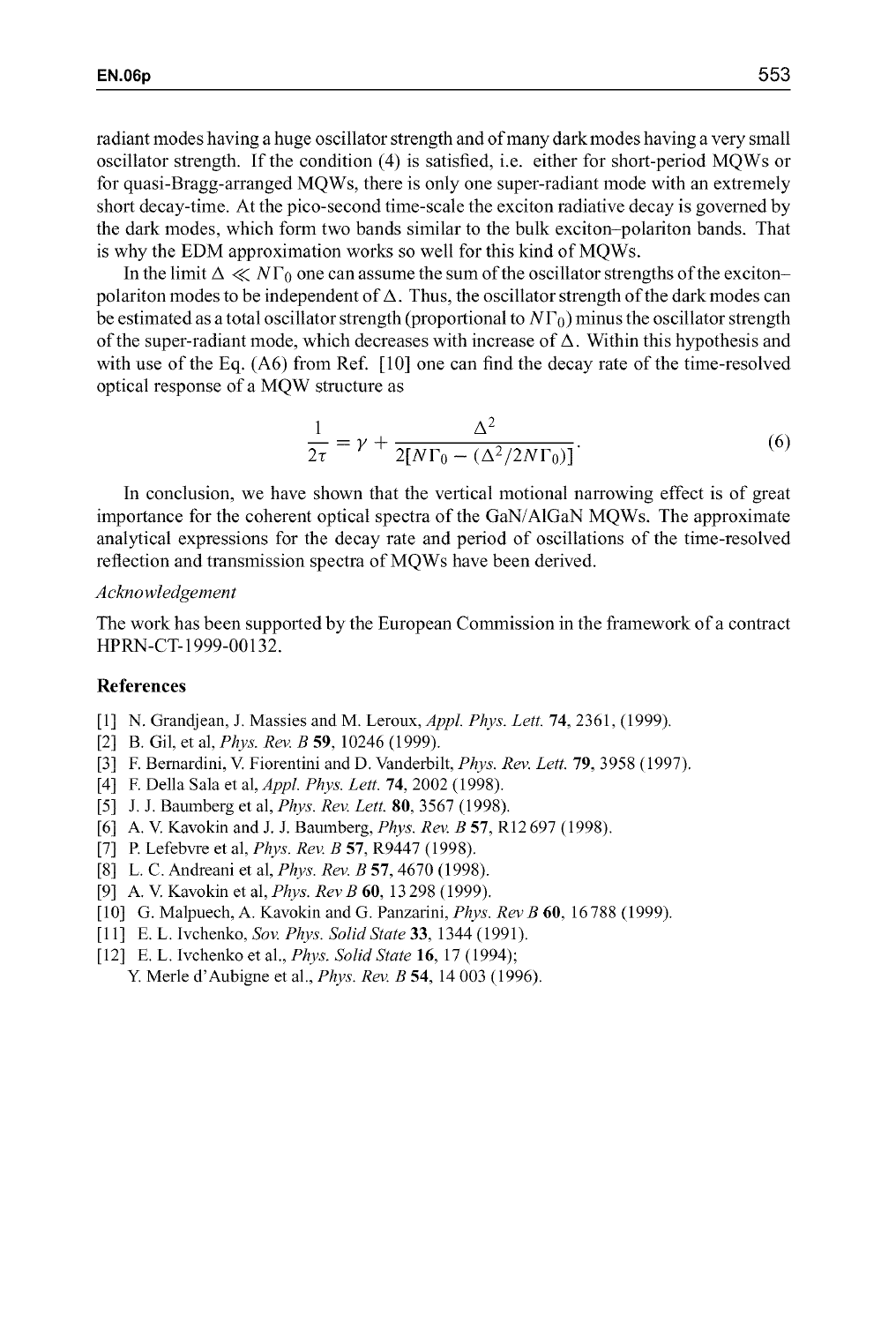radiant modes having a huge oscillator strength and of many dark modes having a very small oscillator strength. If the condition (4) is satisfied, i.e. either for short-period MQWs or for quasi-Bragg-arranged MQWs, there is only one super-radiant mode with an extremely short decay-time. At the pico-second time-scale the exciton radiative decay is governed by the dark modes, which form two bands similar to the bulk exciton–polariton bands. That is why the EDM approximation works so well for this kind of MQWs.

In the limit $\Delta \ll N\Gamma_0$ one can assume the sum of the oscillator strengths of the exciton–polariton modes to be independent of $\Delta$. Thus, the oscillator strength of the dark modes can be estimated as a total oscillator strength (proportional to $N\Gamma_0$) minus the oscillator strength of the super-radiant mode, which decreases with increase of $\Delta$. Within this hypothesis and with use of the Eq. (A6) from Ref. [10] one can find the decay rate of the time-resolved optical response of a MQW structure as

$$\frac{1}{2\tau} = \gamma + \frac{\Delta^2}{2[N\Gamma_0 - (\Delta^2/2N\Gamma_0)]}. \tag{6}$$

In conclusion, we have shown that the vertical motional narrowing effect is of great importance for the coherent optical spectra of the GaN/AlGaN MQWs. The approximate analytical expressions for the decay rate and period of oscillations of the time-resolved reflection and transmission spectra of MQWs have been derived.

*Acknowledgement*

The work has been supported by the European Commission in the framework of a contract HPRN-CT-1999-00132.

### References

[1] N. Grandjean, J. Massies and M. Leroux, *Appl. Phys. Lett.* **74**, 2361, (1999).

[2] B. Gil, et al, *Phys. Rev. B* **59**, 10246 (1999).

[3] F. Bernardini, V. Fiorentini and D. Vanderbilt, *Phys. Rev. Lett.* **79**, 3958 (1997).

[4] F. Della Sala et al, *Appl. Phys. Lett.* **74**, 2002 (1998).

[5] J. J. Baumberg et al, *Phys. Rev. Lett.* **80**, 3567 (1998).

[6] A. V. Kavokin and J. J. Baumberg, *Phys. Rev. B* **57**, R12 697 (1998).

[7] P. Lefebvre et al, *Phys. Rev. B* **57**, R9447 (1998).

[8] L. C. Andreani et al, *Phys. Rev. B* **57**, 4670 (1998).

[9] A. V. Kavokin et al, *Phys. Rev B* **60**, 13 298 (1999).

[10] G. Malpuech, A. Kavokin and G. Panzarini, *Phys. Rev B* **60**, 16 788 (1999).

[11] E. L. Ivchenko, *Sov. Phys. Solid State* **33**, 1344 (1991).

[12] E. L. Ivchenko et al., *Phys. Solid State* **16**, 17 (1994);
Y. Merle d'Aubigne et al., *Phys. Rev. B* **54**, 14 003 (1996).